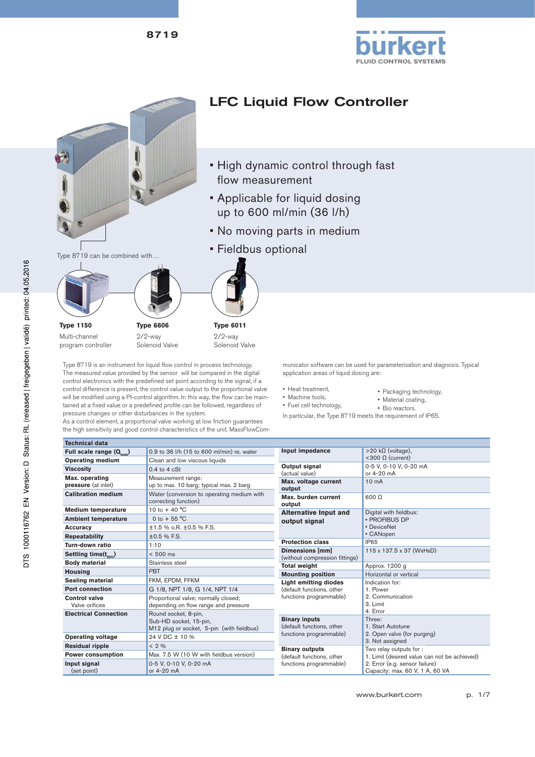8719

# LFC Liquid Flow Controller

- High dynamic control through fast flow measurement
- Applicable for liquid dosing up to 600 ml/min (36 l/h)
- No moving parts in medium
- Fieldbus optional

Type 8719 can be combined with…

**Type 1150**
Multi-channel program controller

**Type 6606**
2/2-way Solenoid Valve

**Type 6011**
2/2-way Solenoid Valve

Type 8719 is an instrument for liquid flow control in process technology. The measured value provided by the sensor will be compared in the digital control electronics with the predefined set point according to the signal; if a control difference is present, the control value output to the proportional valve will be modified using a PI-control algorithm. In this way, the flow can be maintained at a fixed value or a predefined profile can be followed, regardless of pressure changes or other disturbances in the system.
As a control element, a proportional valve working at low friction guarantees the high sensitivity and good control characteristics of the unit. MassFlowCommunicator software can be used for parameterisation and diagnosis. Typical application areas of liquid dosing are:

- Heat treatment,
- Machine tools,
- Fuel cell technology,
- Packaging technology,
- Material coating,
- Bio reactors.

In particular, the Type 8719 meets the requirement of IP65.

| Technical data | |
|---|---|
| **Full scale range ($Q_{nom}$)** | 0.9 to 36 l/h (15 to 600 ml/min) re. water |
| **Operating medium** | Clean and low viscous liquids |
| **Viscosity** | 0.4 to 4 cSt |
| **Max. operating pressure** (at inlet) | Measurement range: up to max. 10 barg; typical max. 2 barg |
| **Calibration medium** | Water (conversion to operating medium with correcting function) |
| **Medium temperature** | 10 to + 40 °C |
| **Ambient temperature** | 0 to + 55 °C |
| **Accuracy** | ±1.5 % o.R. ±0.5 % F.S. |
| **Repeatability** | ±0.5 % F.S. |
| **Turn-down ratio** | 1:10 |
| **Settling time($t_{95\%}$)** | < 500 ms |
| **Body material** | Stainless steel |
| **Housing** | PBT |
| **Sealing material** | FKM, EPDM, FFKM |
| **Port connection** | G 1/8, NPT 1/8, G 1/4, NPT 1/4 |
| **Control valve** Valve orifices | Proportional valve; normally closed; depending on flow range and pressure |
| **Electrical Connection** | Round socket, 8-pin, Sub-HD socket, 15-pin, M12 plug or socket, 5-pin (with fieldbus) |
| **Operating voltage** | 24 V DC ± 10 % |
| **Residual ripple** | < 2 % |
| **Power consumption** | Max. 7.5 W (10 W with fieldbus version) |
| **Input signal** (set point) | 0-5 V, 0-10 V, 0-20 mA or 4-20 mA |
| **Input impedance** | >20 kΩ (voltage), <300 Ω (current) |
| **Output signal** (actual value) | 0-5 V, 0-10 V, 0-20 mA or 4-20 mA |
| **Max. voltage current output** | 10 mA |
| **Max. burden current output** | 600 Ω |
| **Alternative Input and output signal** | Digital with fieldbus: ▪ PROFIBUS DP ▪ DeviceNet ▪ CANopen |
| **Protection class** | IP65 |
| **Dimensions [mm]** (without compression fittings) | 115 x 137.5 x 37 (WxHxD) |
| **Total weight** | Approx. 1200 g |
| **Mounting position** | Horizontal or vertical |
| **Light emitting diodes** (default functions, other functions programmable) | Indication for: 1. Power 2. Communication 3. Limit 4. Error |
| **Binary inputs** (default functions, other functions programmable) | Three: 1. Start Autotune 2. Open valve (for purging) 3. Not assigned |
| **Binary outputs** (default functions, other functions programmable) | Two relay outputs for : 1. Limit (desired value can not be achieved) 2. Error (e.g. sensor failure) Capacity: max. 60 V, 1 A, 60 VA |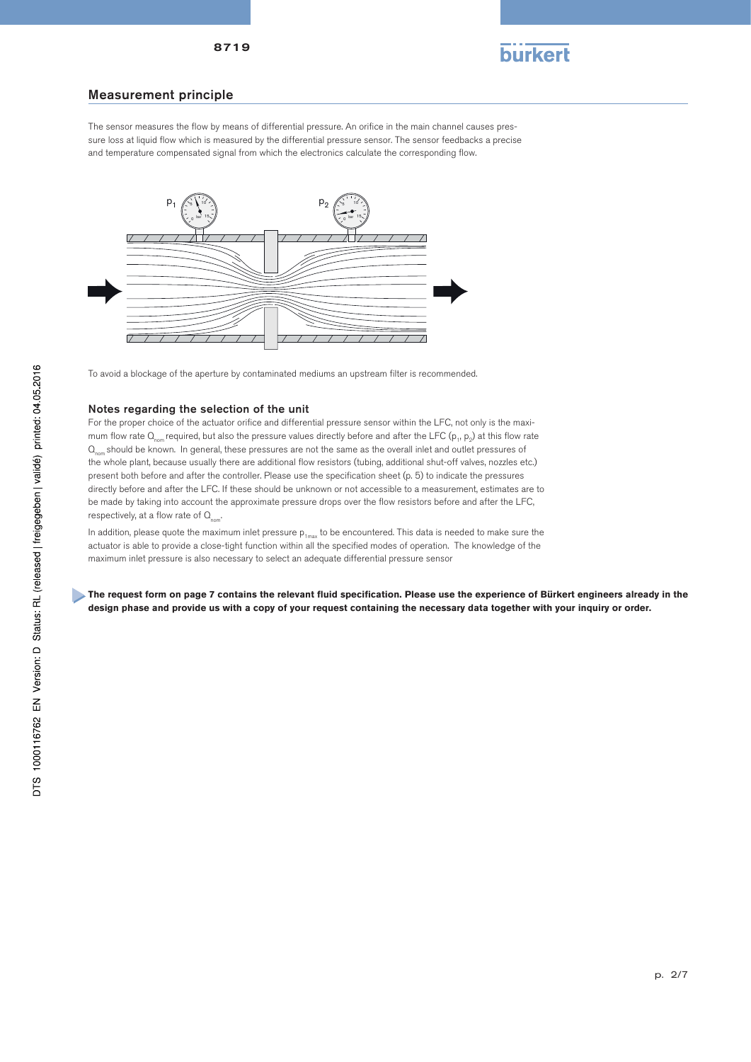## Measurement principle

The sensor measures the flow by means of differential pressure. An orifice in the main channel causes pressure loss at liquid flow which is measured by the differential pressure sensor. The sensor feedbacks a precise and temperature compensated signal from which the electronics calculate the corresponding flow.

To avoid a blockage of the aperture by contaminated mediums an upstream filter is recommended.

### Notes regarding the selection of the unit

For the proper choice of the actuator orifice and differential pressure sensor within the LFC, not only is the maximum flow rate $Q_{nom}$ required, but also the pressure values directly before and after the LFC ($p_1$, $p_2$) at this flow rate $Q_{nom}$ should be known. In general, these pressures are not the same as the overall inlet and outlet pressures of the whole plant, because usually there are additional flow resistors (tubing, additional shut-off valves, nozzles etc.) present both before and after the controller. Please use the specification sheet (p. 5) to indicate the pressures directly before and after the LFC. If these should be unknown or not accessible to a measurement, estimates are to be made by taking into account the approximate pressure drops over the flow resistors before and after the LFC, respectively, at a flow rate of $Q_{nom}$.

In addition, please quote the maximum inlet pressure $p_{1max}$ to be encountered. This data is needed to make sure the actuator is able to provide a close-tight function within all the specified modes of operation. The knowledge of the maximum inlet pressure is also necessary to select an adequate differential pressure sensor

**The request form on page 7 contains the relevant fluid specification. Please use the experience of Bürkert engineers already in the design phase and provide us with a copy of your request containing the necessary data together with your inquiry or order.**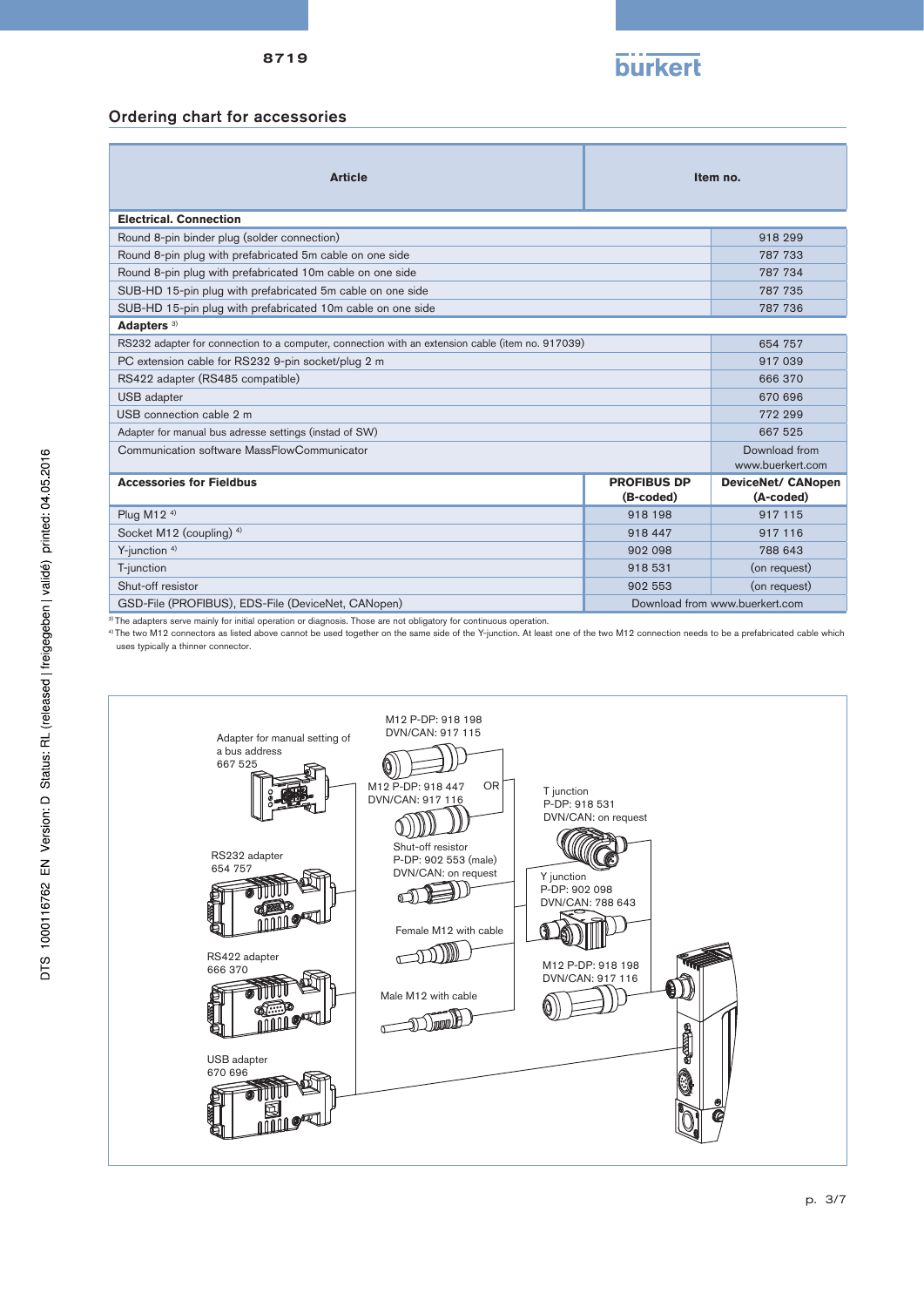## Ordering chart for accessories

| Article | | Item no. |
|---|---|---|
| **Electrical. Connection** | | |
| Round 8-pin binder plug (solder connection) | | 918 299 |
| Round 8-pin plug with prefabricated 5m cable on one side | | 787 733 |
| Round 8-pin plug with prefabricated 10m cable on one side | | 787 734 |
| SUB-HD 15-pin plug with prefabricated 5m cable on one side | | 787 735 |
| SUB-HD 15-pin plug with prefabricated 10m cable on one side | | 787 736 |
| **Adapters** [3] | | |
| RS232 adapter for connection to a computer, connection with an extension cable (item no. 917039) | | 654 757 |
| PC extension cable for RS232 9-pin socket/plug 2 m | | 917 039 |
| RS422 adapter (RS485 compatible) | | 666 370 |
| USB adapter | | 670 696 |
| USB connection cable 2 m | | 772 299 |
| Adapter for manual bus adresse settings (instad of SW) | | 667 525 |
| Communication software MassFlowCommunicator | | Download from www.buerkert.com |
| **Accessories for Fieldbus** | **PROFIBUS DP (B-coded)** | **DeviceNet/ CANopen (A-coded)** |
| Plug M12 [4] | 918 198 | 917 115 |
| Socket M12 (coupling) [4] | 918 447 | 917 116 |
| Y-junction [4] | 902 098 | 788 643 |
| T-junction | 918 531 | (on request) |
| Shut-off resistor | 902 553 | (on request) |
| GSD-File (PROFIBUS), EDS-File (DeviceNet, CANopen) | Download from www.buerkert.com | |

[3] The adapters serve mainly for initial operation or diagnosis. Those are not obligatory for continuous operation.

[4] The two M12 connectors as listed above cannot be used together on the same side of the Y-junction. At least one of the two M12 connection needs to be a prefabricated cable which uses typically a thinner connector.

Adapter for manual setting of a bus address 667 525

RS232 adapter 654 757

RS422 adapter 666 370

USB adapter 670 696

M12 P-DP: 918 198
DVN/CAN: 917 115

M12 P-DP: 918 447
DVN/CAN: 917 116

OR

Shut-off resistor
P-DP: 902 553 (male)
DVN/CAN: on request

Female M12 with cable

Male M12 with cable

T junction
P-DP: 918 531
DVN/CAN: on request

Y junction
P-DP: 902 098
DVN/CAN: 788 643

M12 P-DP: 918 198
DVN/CAN: 917 116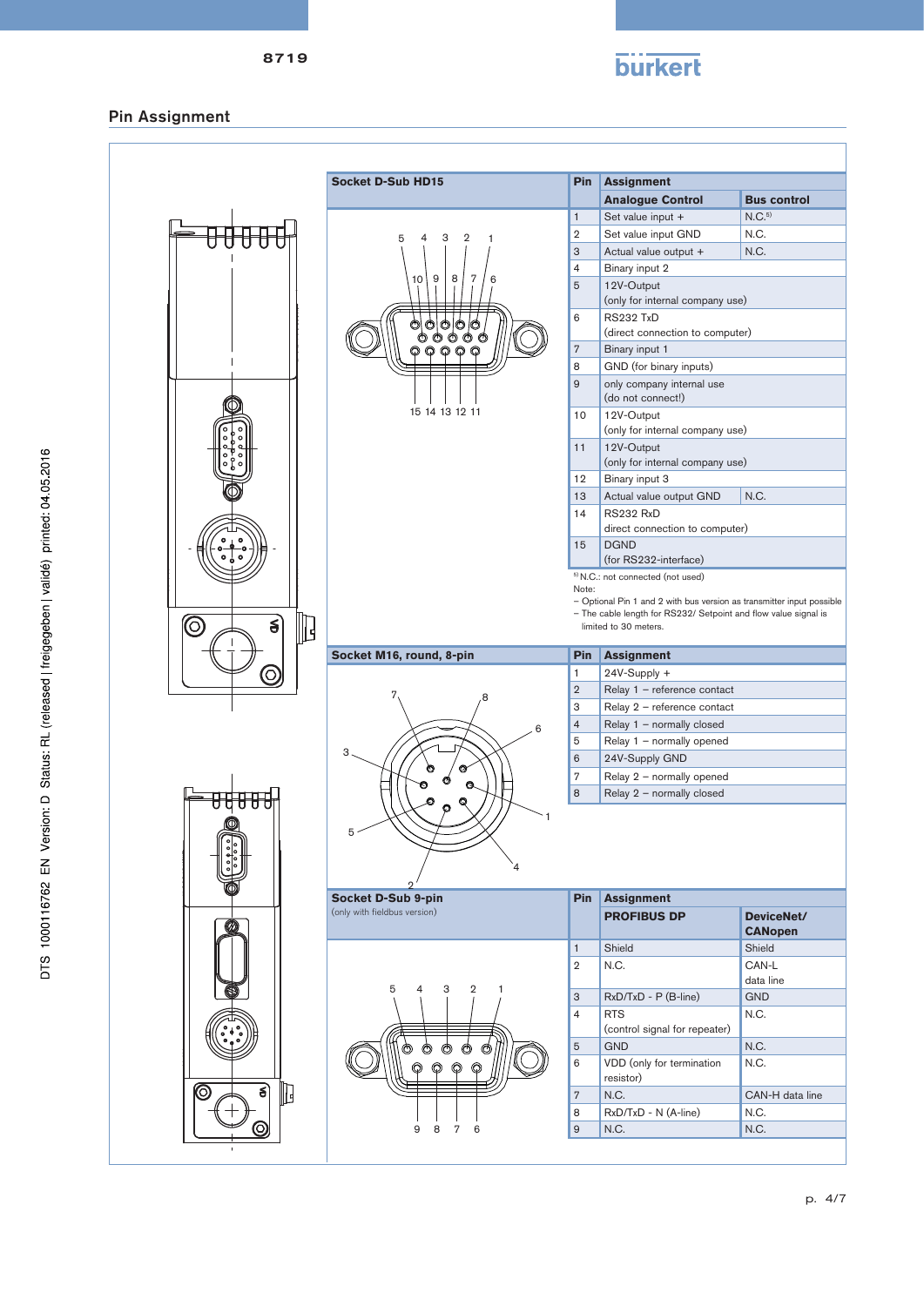## Pin Assignment

| Socket D-Sub HD15 | Pin | Assignment | |
|---|---|---|---|
| | | **Analogue Control** | **Bus control** |
| | 1 | Set value input + | N.C.[5] |
| | 2 | Set value input GND | N.C. |
| | 3 | Actual value output + | N.C. |
| | 4 | Binary input 2 | |
| | 5 | 12V-Output (only for internal company use) | |
| | 6 | RS232 TxD (direct connection to computer) | |
| | 7 | Binary input 1 | |
| | 8 | GND (for binary inputs) | |
| | 9 | only company internal use (do not connect!) | |
| | 10 | 12V-Output (only for internal company use) | |
| | 11 | 12V-Output (only for internal company use) | |
| | 12 | Binary input 3 | |
| | 13 | Actual value output GND | N.C. |
| | 14 | RS232 RxD direct connection to computer) | |
| | 15 | DGND (for RS232-interface) | |

[5] N.C.: not connected (not used)

Note:
- Optional Pin 1 and 2 with bus version as transmitter input possible
- The cable length for RS232/ Setpoint and flow value signal is limited to 30 meters.

| Socket M16, round, 8-pin | Pin | Assignment |
|---|---|---|
| | 1 | 24V-Supply + |
| | 2 | Relay 1 – reference contact |
| | 3 | Relay 2 – reference contact |
| | 4 | Relay 1 – normally closed |
| | 5 | Relay 1 – normally opened |
| | 6 | 24V-Supply GND |
| | 7 | Relay 2 – normally opened |
| | 8 | Relay 2 – normally closed |

| Socket D-Sub 9-pin (only with fieldbus version) | Pin | Assignment | |
|---|---|---|---|
| | | **PROFIBUS DP** | **DeviceNet/ CANopen** |
| | 1 | Shield | Shield |
| | 2 | N.C. | CAN-L data line |
| | 3 | RxD/TxD - P (B-line) | GND |
| | 4 | RTS (control signal for repeater) | N.C. |
| | 5 | GND | N.C. |
| | 6 | VDD (only for termination resistor) | N.C. |
| | 7 | N.C. | CAN-H data line |
| | 8 | RxD/TxD - N (A-line) | N.C. |
| | 9 | N.C. | N.C. |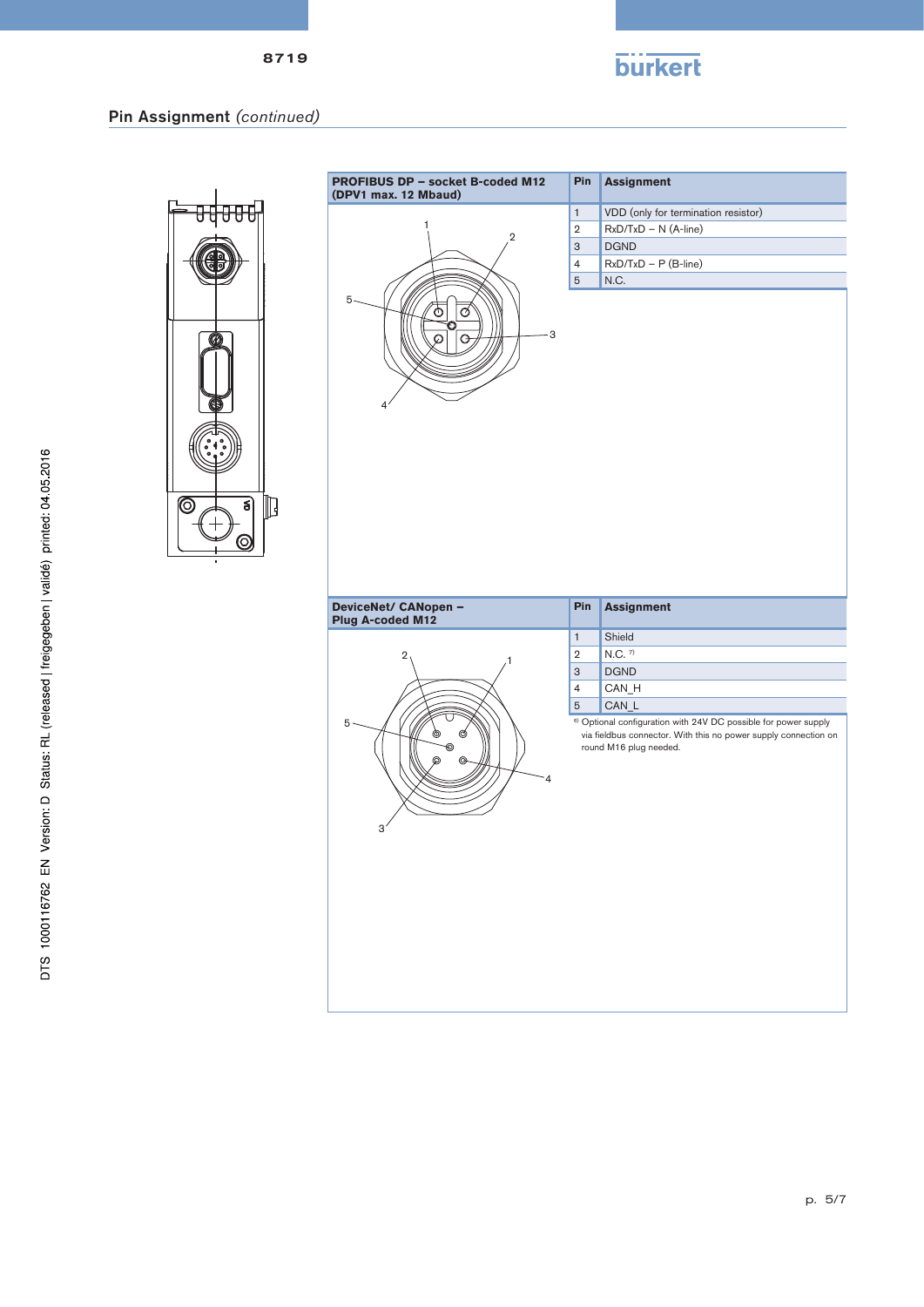## Pin Assignment *(continued)*

| PROFIBUS DP – socket B-coded M12 (DPV1 max. 12 Mbaud) | Pin | Assignment |
|---|---|---|
| | 1 | VDD (only for termination resistor) |
| | 2 | RxD/TxD – N (A-line) |
| | 3 | DGND |
| | 4 | RxD/TxD – P (B-line) |
| | 5 | N.C. |

| DeviceNet/ CANopen – Plug A-coded M12 | Pin | Assignment |
|---|---|---|
| | 1 | Shield |
| | 2 | N.C. [7] |
| | 3 | DGND |
| | 4 | CAN_H |
| | 5 | CAN_L |

[6] Optional configuration with 24V DC possible for power supply via fieldbus connector. With this no power supply connection on round M16 plug needed.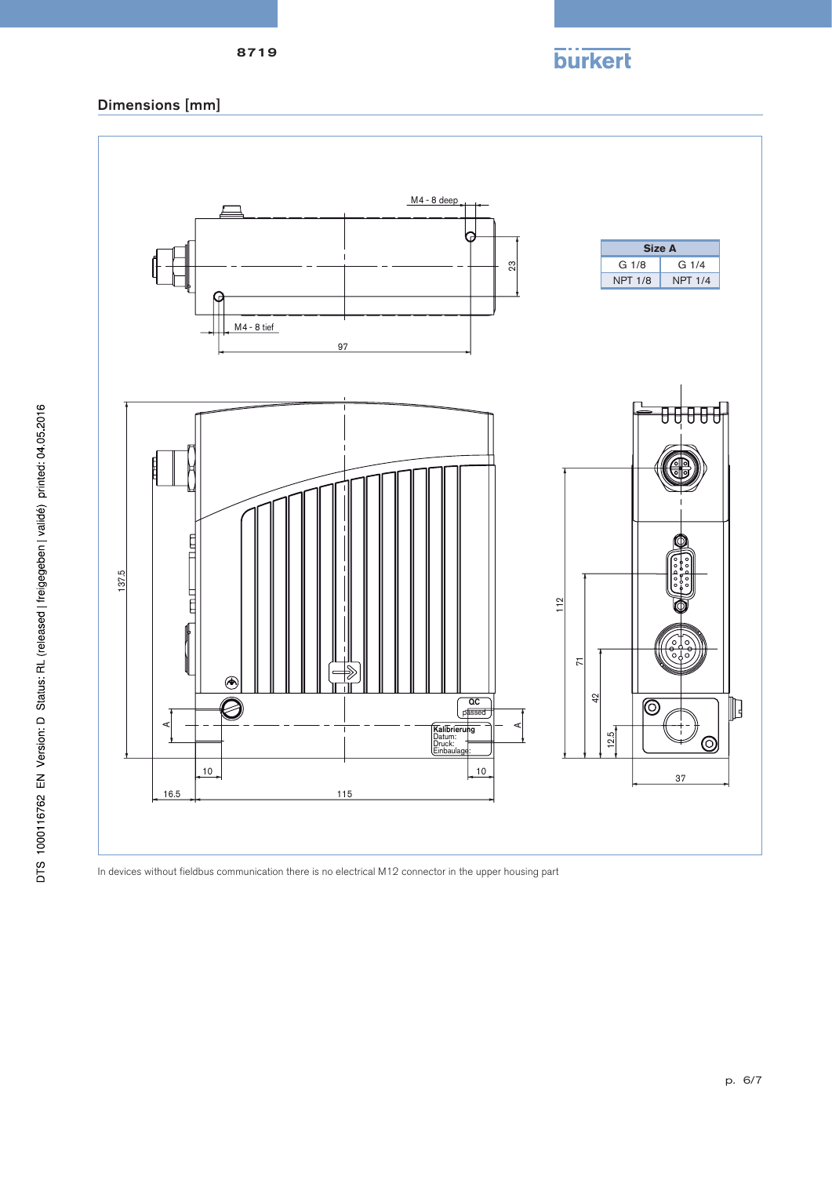## Dimensions [mm]

| Size A | |
|---|---|
| G 1/8 | G 1/4 |
| NPT 1/8 | NPT 1/4 |

In devices without fieldbus communication there is no electrical M12 connector in the upper housing part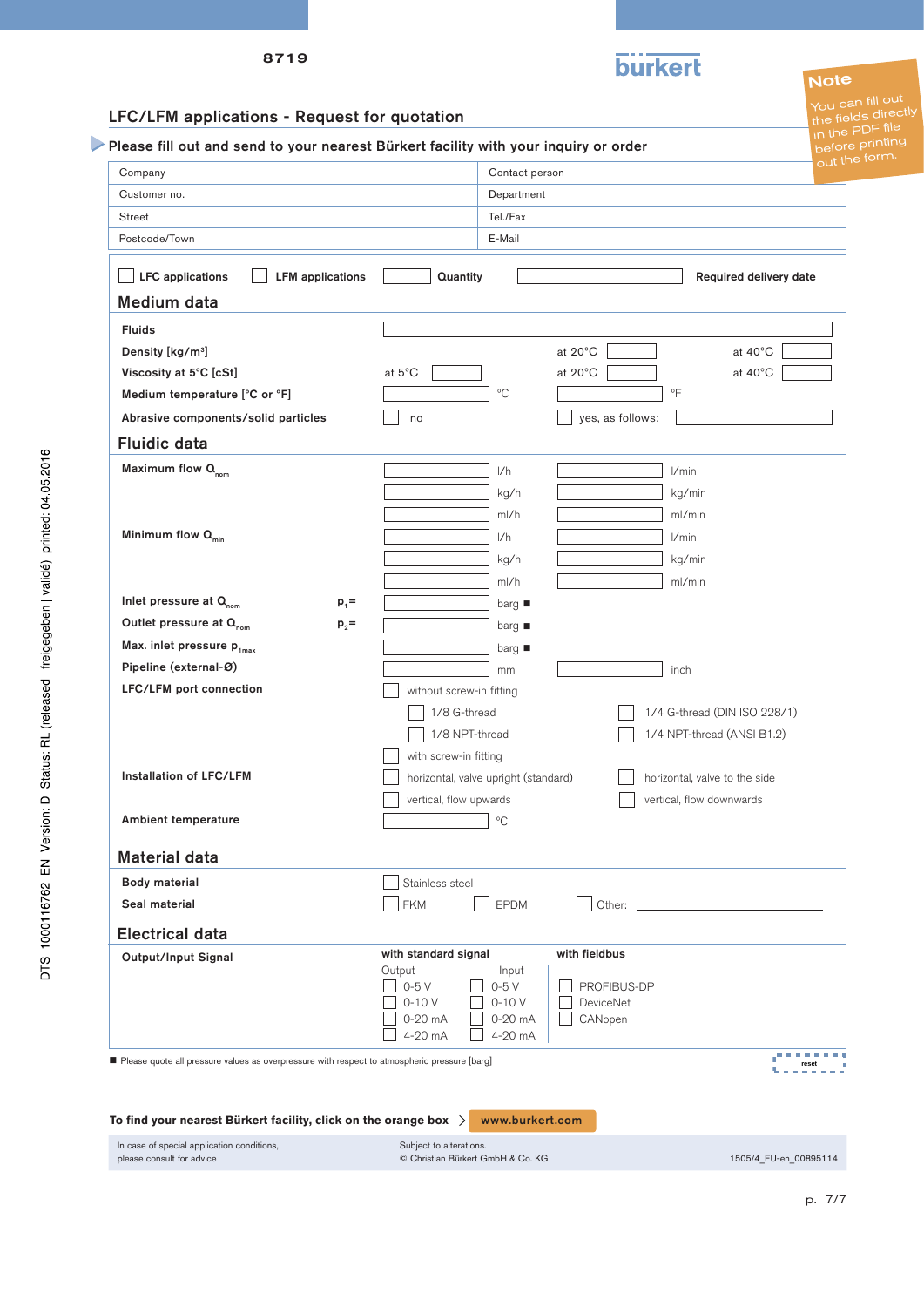# LFC/LFM applications - Request for quotation

**Note**
You can fill out the fields directly in the PDF file before printing out the form.

Please fill out and send to your nearest Bürkert facility with your inquiry or order

| | |
|---|---|
| Company | Contact person |
| Customer no. | Department |
| Street | Tel./Fax |
| Postcode/Town | E-Mail |

☐ LFC applications ☐ LFM applications ☐ Quantity ☐ Required delivery date

## Medium data

**Fluids**

**Density [kg/m³]** at 20°C ☐ at 40°C ☐

**Viscosity at 5°C [cSt]** at 5°C ☐ at 20°C ☐ at 40°C ☐

**Medium temperature [°C or °F]** ☐ °C ☐ °F

**Abrasive components/solid particles** ☐ no ☐ yes, as follows:

## Fluidic data

**Maximum flow $Q_{nom}$** ☐ l/h ☐ l/min; ☐ kg/h ☐ kg/min; ☐ ml/h ☐ ml/min

**Minimum flow $Q_{min}$** ☐ l/h ☐ l/min; ☐ kg/h ☐ kg/min; ☐ ml/h ☐ ml/min

**Inlet pressure at $Q_{nom}$** $p_1$= ☐ barg ■

**Outlet pressure at $Q_{nom}$** $p_2$= ☐ barg ■

**Max. inlet pressure $p_{1max}$** ☐ barg ■

**Pipeline (external-Ø)** ☐ mm ☐ inch

**LFC/LFM port connection**
- ☐ without screw-in fitting
  - ☐ 1/8 G-thread
  - ☐ 1/8 NPT-thread
  - ☐ 1/4 G-thread (DIN ISO 228/1)
  - ☐ 1/4 NPT-thread (ANSI B1.2)
- ☐ with screw-in fitting

**Installation of LFC/LFM**
- ☐ horizontal, valve upright (standard)
- ☐ horizontal, valve to the side
- ☐ vertical, flow upwards
- ☐ vertical, flow downwards

**Ambient temperature** ☐ °C

## Material data

**Body material** ☐ Stainless steel

**Seal material** ☐ FKM ☐ EPDM ☐ Other:

## Electrical data

**Output/Input Signal**

with standard signal

| Output | Input |
|---|---|
| ☐ 0-5 V | ☐ 0-5 V |
| ☐ 0-10 V | ☐ 0-10 V |
| ☐ 0-20 mA | ☐ 0-20 mA |
| ☐ 4-20 mA | ☐ 4-20 mA |

with fieldbus
- ☐ PROFIBUS-DP
- ☐ DeviceNet
- ☐ CANopen

■ Please quote all pressure values as overpressure with respect to atmospheric pressure [barg]

reset

**To find your nearest Bürkert facility, click on the orange box →** www.burkert.com

In case of special application conditions, please consult for advice

Subject to alterations.
© Christian Bürkert GmbH & Co. KG

1505/4_EU-en_00895114